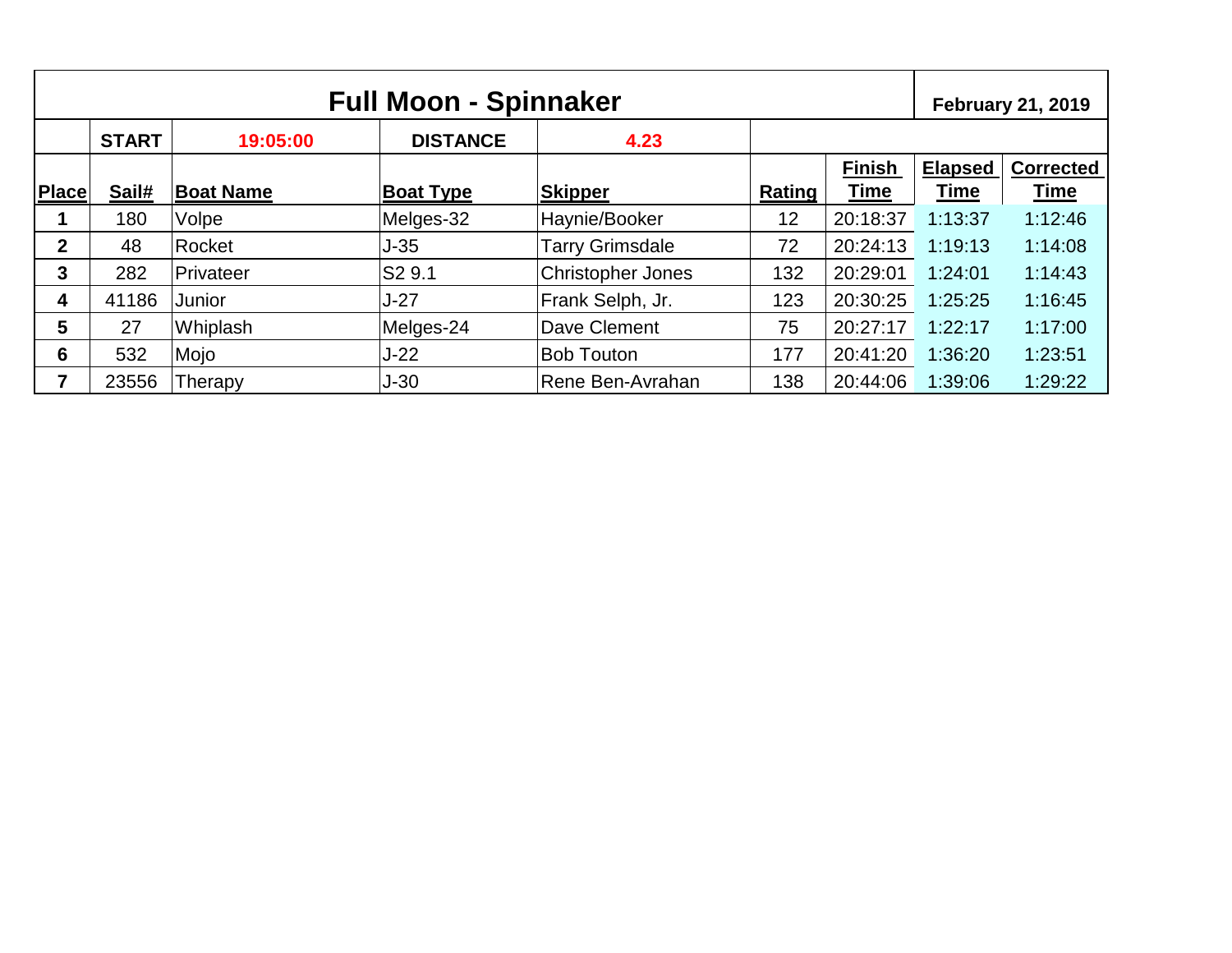# Full Moon - Spinnaker

**February 21, 2019**

| | START | 19:05:00 | DISTANCE | 4.23 | | | | |
|---|---|---|---|---|---|---|---|---|
| **Place** | **Sail#** | **Boat Name** | **Boat Type** | **Skipper** | **Rating** | **Finish Time** | **Elapsed Time** | **Corrected Time** |
| 1 | 180 | Volpe | Melges-32 | Haynie/Booker | 12 | 20:18:37 | 1:13:37 | 1:12:46 |
| 2 | 48 | Rocket | J-35 | Tarry Grimsdale | 72 | 20:24:13 | 1:19:13 | 1:14:08 |
| 3 | 282 | Privateer | S2 9.1 | Christopher Jones | 132 | 20:29:01 | 1:24:01 | 1:14:43 |
| 4 | 41186 | Junior | J-27 | Frank Selph, Jr. | 123 | 20:30:25 | 1:25:25 | 1:16:45 |
| 5 | 27 | Whiplash | Melges-24 | Dave Clement | 75 | 20:27:17 | 1:22:17 | 1:17:00 |
| 6 | 532 | Mojo | J-22 | Bob Touton | 177 | 20:41:20 | 1:36:20 | 1:23:51 |
| 7 | 23556 | Therapy | J-30 | Rene Ben-Avrahan | 138 | 20:44:06 | 1:39:06 | 1:29:22 |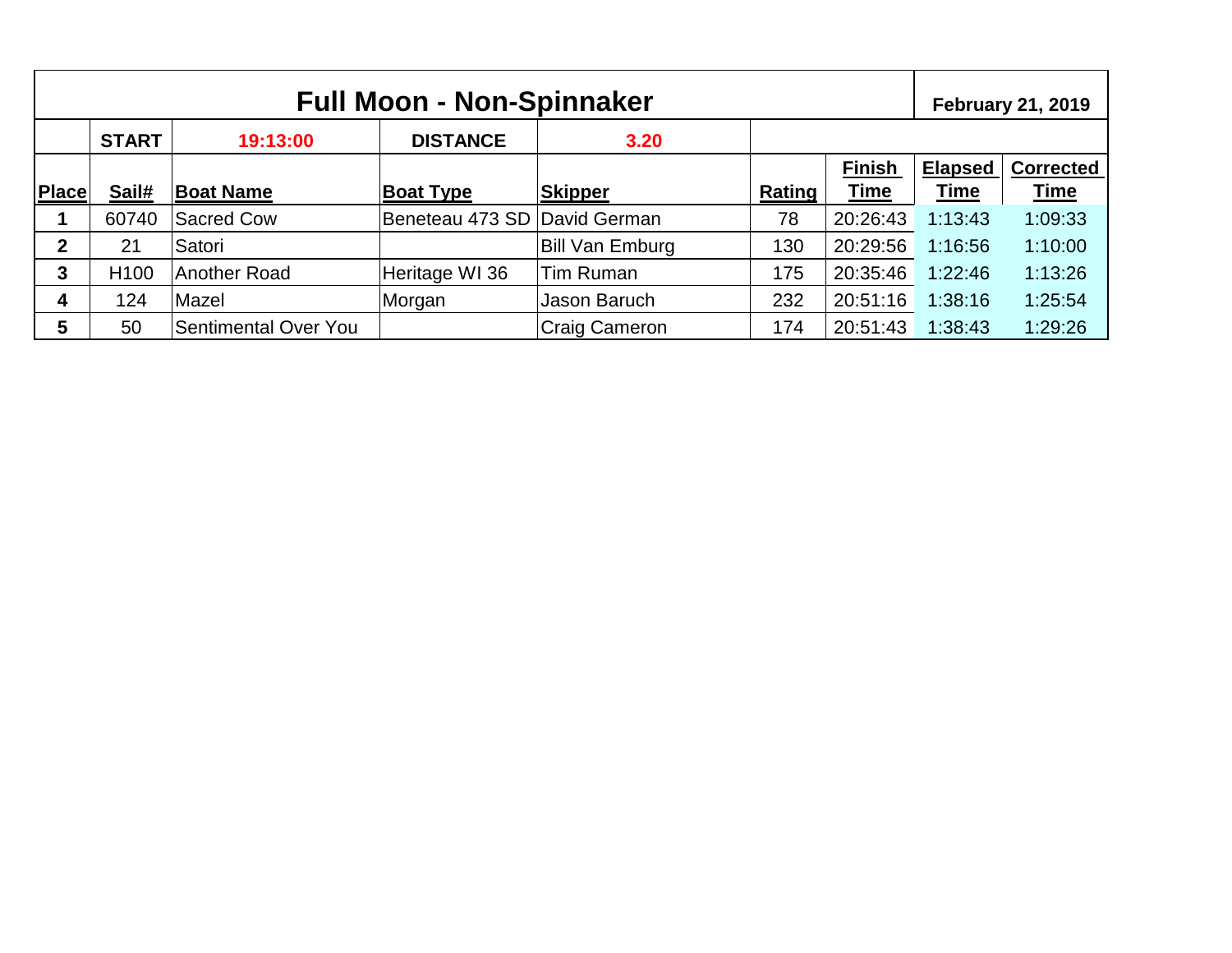# Full Moon - Non-Spinnaker

**February 21, 2019**

| | **START** | **19:13:00** | **DISTANCE** | **3.20** | | | | |
|---|---|---|---|---|---|---|---|---|
| **Place** | **Sail#** | **Boat Name** | **Boat Type** | **Skipper** | **Rating** | **Finish Time** | **Elapsed Time** | **Corrected Time** |
| **1** | 60740 | Sacred Cow | Beneteau 473 SD | David German | 78 | 20:26:43 | 1:13:43 | 1:09:33 |
| **2** | 21 | Satori | | Bill Van Emburg | 130 | 20:29:56 | 1:16:56 | 1:10:00 |
| **3** | H100 | Another Road | Heritage WI 36 | Tim Ruman | 175 | 20:35:46 | 1:22:46 | 1:13:26 |
| **4** | 124 | Mazel | Morgan | Jason Baruch | 232 | 20:51:16 | 1:38:16 | 1:25:54 |
| **5** | 50 | Sentimental Over You | | Craig Cameron | 174 | 20:51:43 | 1:38:43 | 1:29:26 |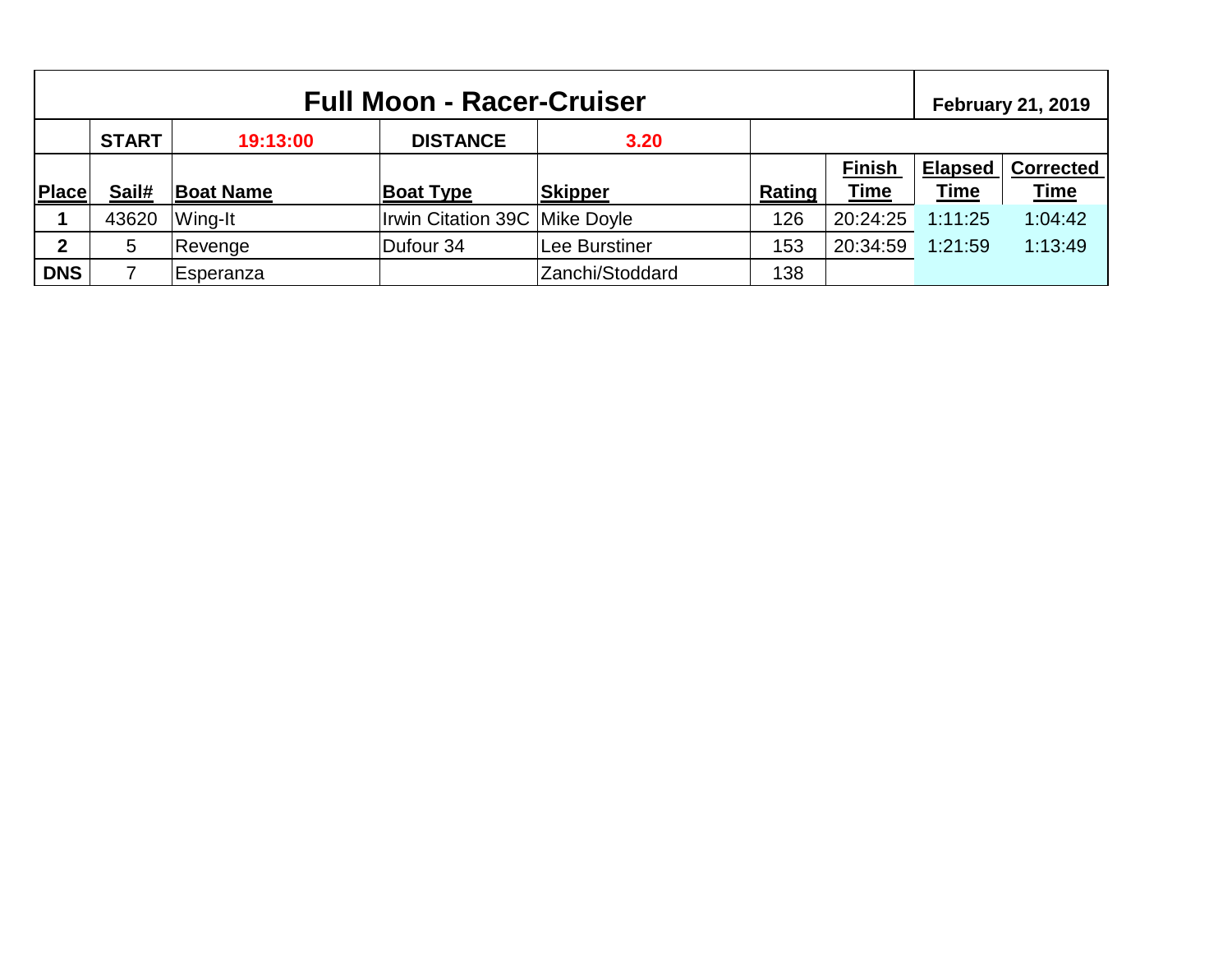# Full Moon - Racer-Cruiser

**February 21, 2019**

| | **START** | **19:13:00** | **DISTANCE** | **3.20** | | | | |
|---|---|---|---|---|---|---|---|---|
| **Place** | **Sail#** | **Boat Name** | **Boat Type** | **Skipper** | **Rating** | **Finish Time** | **Elapsed Time** | **Corrected Time** |
| **1** | 43620 | Wing-It | Irwin Citation 39C | Mike Doyle | 126 | 20:24:25 | 1:11:25 | 1:04:42 |
| **2** | 5 | Revenge | Dufour 34 | Lee Burstiner | 153 | 20:34:59 | 1:21:59 | 1:13:49 |
| **DNS** | 7 | Esperanza | | Zanchi/Stoddard | 138 | | | |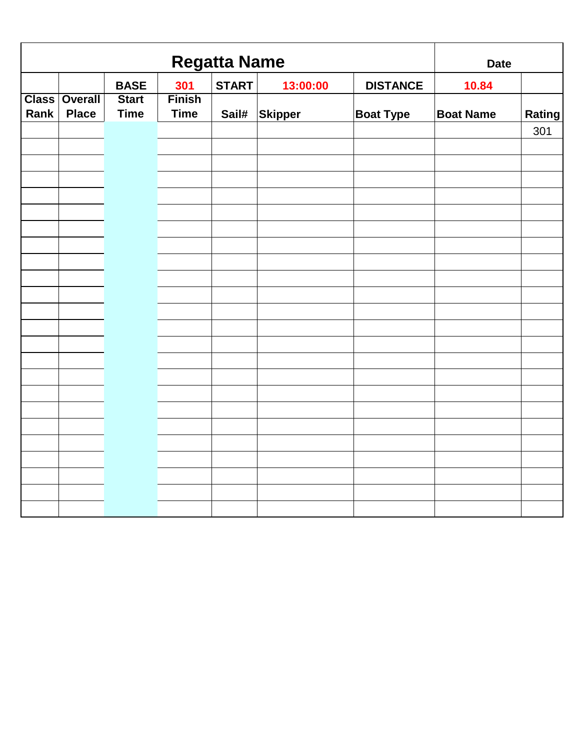| Regatta Name | | | | | | | | Date |
|---|---|---|---|---|---|---|---|---|
| | | BASE | 301 | START | 13:00:00 | DISTANCE | 10.84 | |
| Class Rank | Overall Place | Start Time | Finish Time | Sail# | Skipper | Boat Type | Boat Name | Rating |
| | | | | | | | | 301 |
| | | | | | | | | |
| | | | | | | | | |
| | | | | | | | | |
| | | | | | | | | |
| | | | | | | | | |
| | | | | | | | | |
| | | | | | | | | |
| | | | | | | | | |
| | | | | | | | | |
| | | | | | | | | |
| | | | | | | | | |
| | | | | | | | | |
| | | | | | | | | |
| | | | | | | | | |
| | | | | | | | | |
| | | | | | | | | |
| | | | | | | | | |
| | | | | | | | | |
| | | | | | | | | |
| | | | | | | | | |
| | | | | | | | | |
| | | | | | | | | |
| | | | | | | | | |